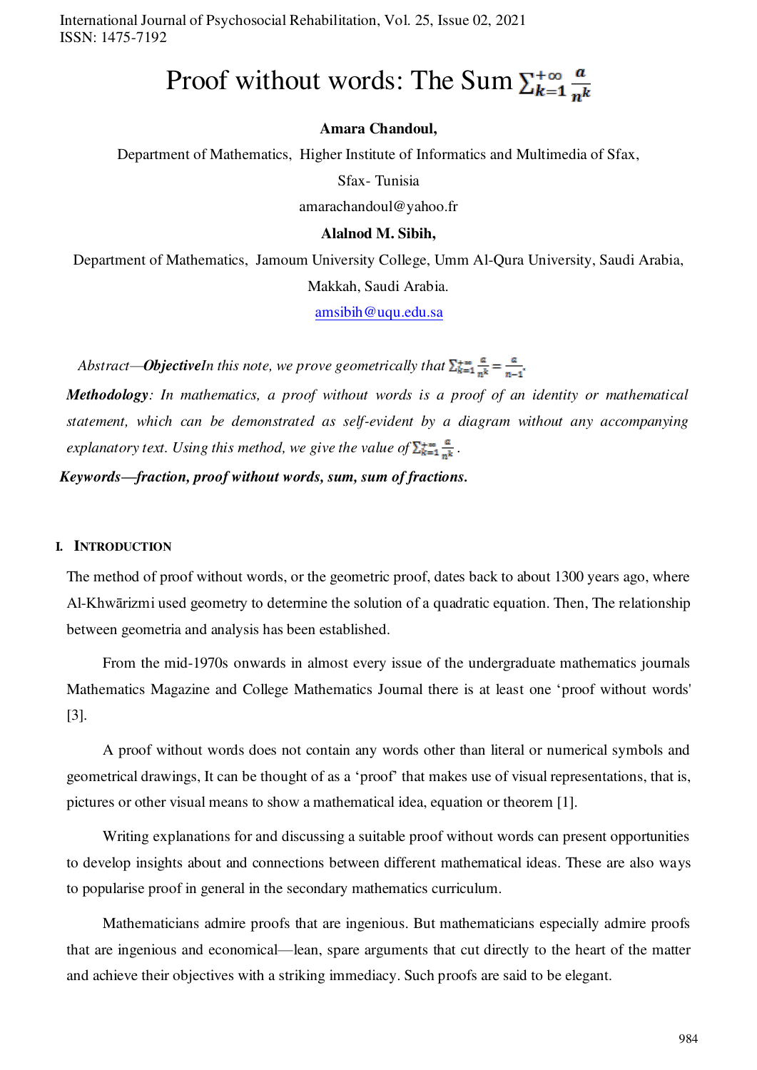# Proof without words: The Sum $\sum_{k=1}^{+\infty} \frac{a}{n^k}$

**Amara Chandoul,**

Department of Mathematics, Higher Institute of Informatics and Multimedia of Sfax,

Sfax- Tunisia

amarachandoul@yahoo.fr

**Alalnod M. Sibih,**

Department of Mathematics, Jamoum University College, Umm Al-Qura University, Saudi Arabia,

Makkah, Saudi Arabia.

amsibih@uqu.edu.sa

*Abstract—**Objective**In this note, we prove geometrically that $\sum_{k=1}^{+\infty} \frac{a}{n^k} = \frac{a}{n-1}$.*

***Methodology**: In mathematics, a proof without words is a proof of an identity or mathematical statement, which can be demonstrated as self-evident by a diagram without any accompanying explanatory text. Using this method, we give the value of $\sum_{k=1}^{+\infty} \frac{a}{n^k}$.*

***Keywords—fraction, proof without words, sum, sum of fractions.***

## I. Introduction

The method of proof without words, or the geometric proof, dates back to about 1300 years ago, where Al-Khwārizmi used geometry to determine the solution of a quadratic equation. Then, The relationship between geometria and analysis has been established.

From the mid-1970s onwards in almost every issue of the undergraduate mathematics journals Mathematics Magazine and College Mathematics Journal there is at least one 'proof without words' [3].

A proof without words does not contain any words other than literal or numerical symbols and geometrical drawings, It can be thought of as a 'proof' that makes use of visual representations, that is, pictures or other visual means to show a mathematical idea, equation or theorem [1].

Writing explanations for and discussing a suitable proof without words can present opportunities to develop insights about and connections between different mathematical ideas. These are also ways to popularise proof in general in the secondary mathematics curriculum.

Mathematicians admire proofs that are ingenious. But mathematicians especially admire proofs that are ingenious and economical—lean, spare arguments that cut directly to the heart of the matter and achieve their objectives with a striking immediacy. Such proofs are said to be elegant.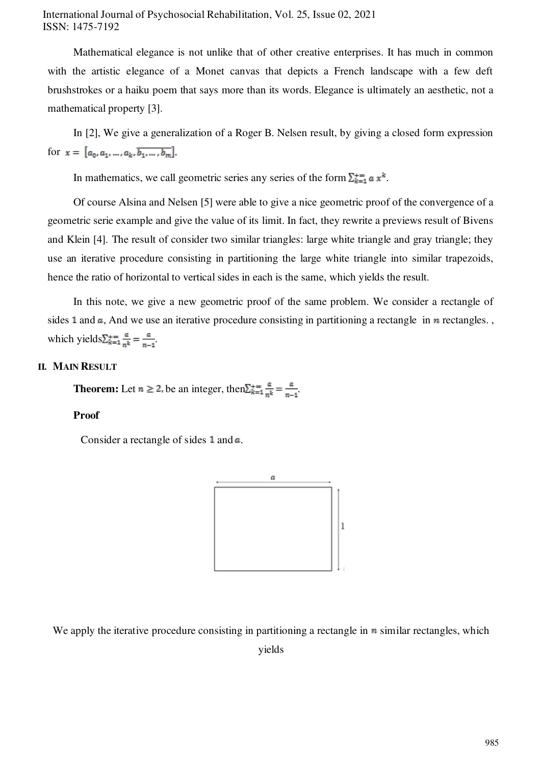Mathematical elegance is not unlike that of other creative enterprises. It has much in common with the artistic elegance of a Monet canvas that depicts a French landscape with a few deft brushstrokes or a haiku poem that says more than its words. Elegance is ultimately an aesthetic, not a mathematical property [3].

In [2], We give a generalization of a Roger B. Nelsen result, by giving a closed form expression for $x = [a_0, a_1, \dots, a_k, \overline{b_1, \dots, b_m}]$.

In mathematics, we call geometric series any series of the form $\sum_{k=1}^{+\infty} a\, x^k$.

Of course Alsina and Nelsen [5] were able to give a nice geometric proof of the convergence of a geometric serie example and give the value of its limit. In fact, they rewrite a previews result of Bivens and Klein [4]. The result of consider two similar triangles: large white triangle and gray triangle; they use an iterative procedure consisting in partitioning the large white triangle into similar trapezoids, hence the ratio of horizontal to vertical sides in each is the same, which yields the result.

In this note, we give a new geometric proof of the same problem. We consider a rectangle of sides $1$ and $a$, And we use an iterative procedure consisting in partitioning a rectangle in $n$ rectangles. , which yields $\sum_{k=1}^{+\infty} \frac{a}{n^k} = \frac{a}{n-1}$.

## II. Main Result

**Theorem:** Let $n \geq 2$, be an integer, then $\sum_{k=1}^{+\infty} \frac{a}{n^k} = \frac{a}{n-1}$.

**Proof**

Consider a rectangle of sides $1$ and $a$.

We apply the iterative procedure consisting in partitioning a rectangle in $n$ similar rectangles, which yields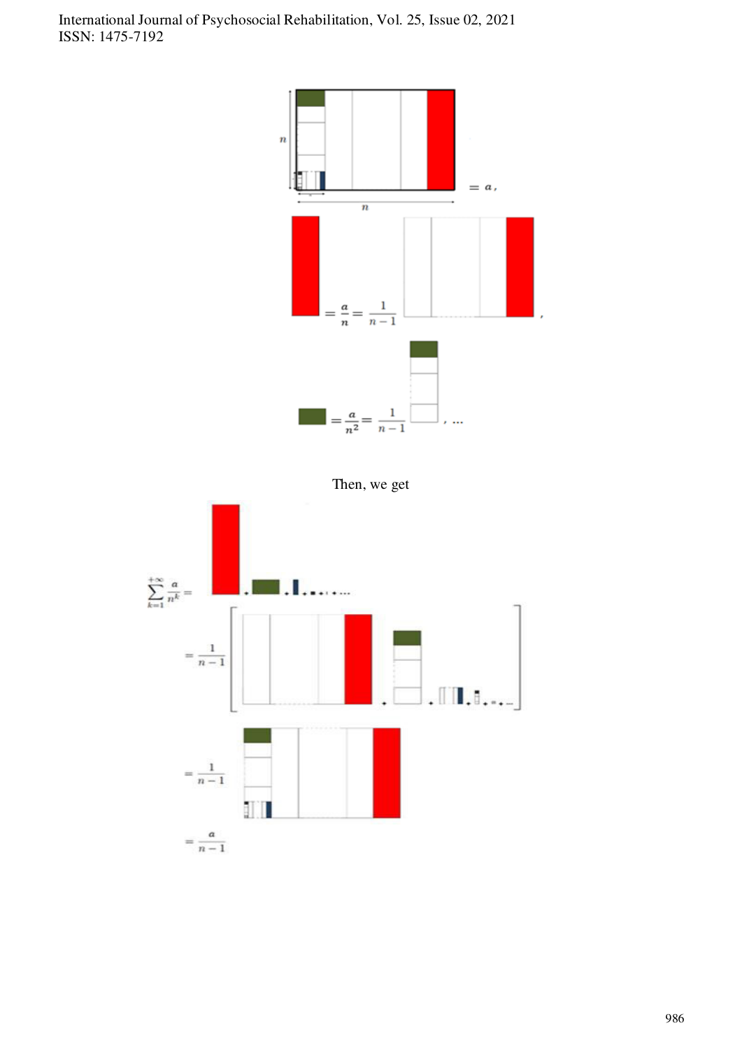$= a,$

$= \frac{a}{n} = \frac{1}{n-1}$ ,

$= \frac{a}{n^2} = \frac{1}{n-1}$ , ...

Then, we get

$\sum_{k=1}^{+\infty} \frac{a}{n^k} =$ + + + + + ...

$= \frac{1}{n-1}$ [ + + + + + ... ]

$= \frac{1}{n-1}$

$= \frac{a}{n-1}$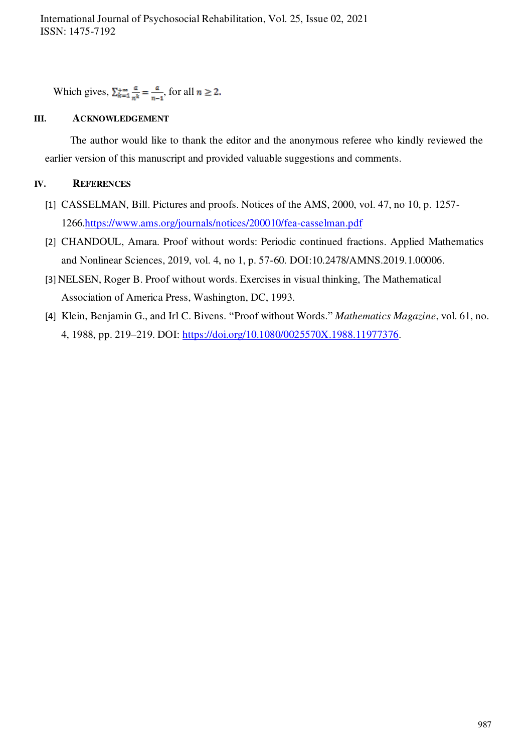Which gives, $\sum_{k=1}^{+\infty} \frac{a}{n^k} = \frac{a}{n-1}$, for all $n \geq 2$.

## III. Acknowledgement

The author would like to thank the editor and the anonymous referee who kindly reviewed the earlier version of this manuscript and provided valuable suggestions and comments.

## IV. References

[1] CASSELMAN, Bill. Pictures and proofs. Notices of the AMS, 2000, vol. 47, no 10, p. 1257-1266.https://www.ams.org/journals/notices/200010/fea-casselman.pdf

[2] CHANDOUL, Amara. Proof without words: Periodic continued fractions. Applied Mathematics and Nonlinear Sciences, 2019, vol. 4, no 1, p. 57-60. DOI:10.2478/AMNS.2019.1.00006.

[3] NELSEN, Roger B. Proof without words. Exercises in visual thinking, The Mathematical Association of America Press, Washington, DC, 1993.

[4] Klein, Benjamin G., and Irl C. Bivens. "Proof without Words." *Mathematics Magazine*, vol. 61, no. 4, 1988, pp. 219–219. DOI: https://doi.org/10.1080/0025570X.1988.11977376.